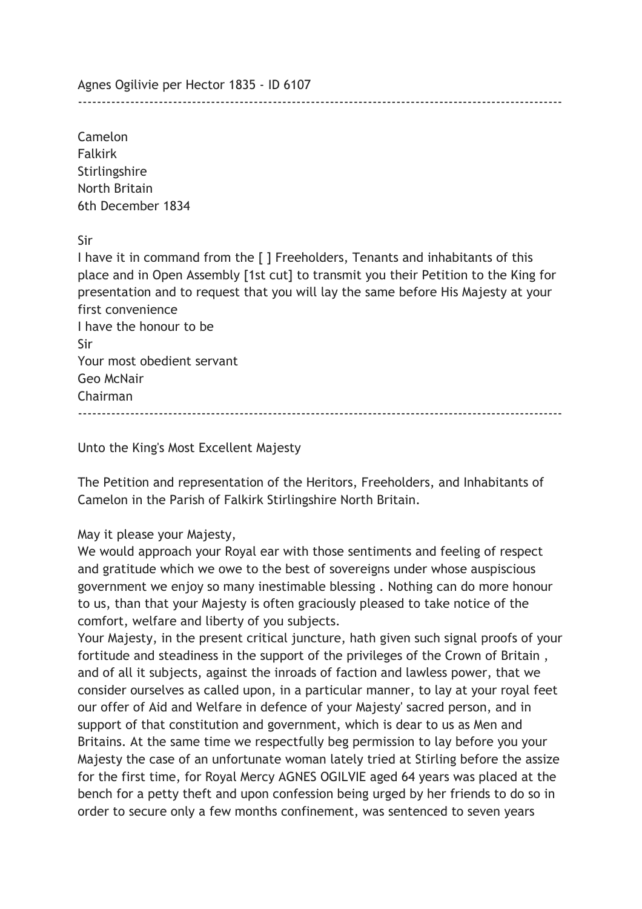Agnes Ogilivie per Hector 1835 - ID 6107

---

Camelon
Falkirk
Stirlingshire
North Britain
6th December 1834

Sir
I have it in command from the [ ] Freeholders, Tenants and inhabitants of this place and in Open Assembly [1st cut] to transmit you their Petition to the King for presentation and to request that you will lay the same before His Majesty at your first convenience
I have the honour to be
Sir
Your most obedient servant
Geo McNair
Chairman

---

Unto the King's Most Excellent Majesty

The Petition and representation of the Heritors, Freeholders, and Inhabitants of Camelon in the Parish of Falkirk Stirlingshire North Britain.

May it please your Majesty,
We would approach your Royal ear with those sentiments and feeling of respect and gratitude which we owe to the best of sovereigns under whose auspiscious government we enjoy so many inestimable blessing . Nothing can do more honour to us, than that your Majesty is often graciously pleased to take notice of the comfort, welfare and liberty of you subjects.
Your Majesty, in the present critical juncture, hath given such signal proofs of your fortitude and steadiness in the support of the privileges of the Crown of Britain , and of all it subjects, against the inroads of faction and lawless power, that we consider ourselves as called upon, in a particular manner, to lay at your royal feet our offer of Aid and Welfare in defence of your Majesty' sacred person, and in support of that constitution and government, which is dear to us as Men and Britains. At the same time we respectfully beg permission to lay before you your Majesty the case of an unfortunate woman lately tried at Stirling before the assize for the first time, for Royal Mercy AGNES OGILVIE aged 64 years was placed at the bench for a petty theft and upon confession being urged by her friends to do so in order to secure only a few months confinement, was sentenced to seven years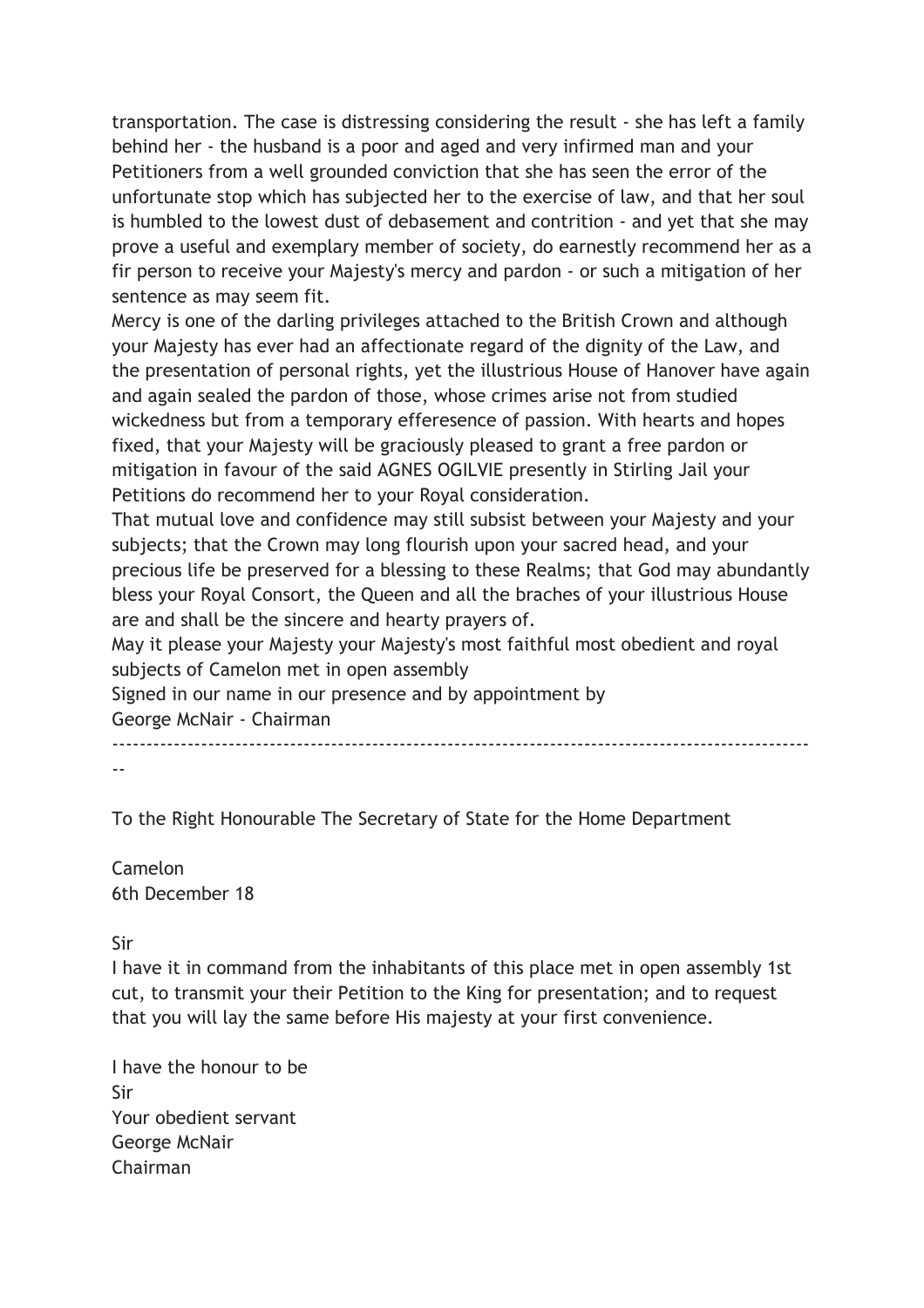transportation. The case is distressing considering the result - she has left a family behind her - the husband is a poor and aged and very infirmed man and your Petitioners from a well grounded conviction that she has seen the error of the unfortunate stop which has subjected her to the exercise of law, and that her soul is humbled to the lowest dust of debasement and contrition - and yet that she may prove a useful and exemplary member of society, do earnestly recommend her as a fir person to receive your Majesty's mercy and pardon - or such a mitigation of her sentence as may seem fit.

Mercy is one of the darling privileges attached to the British Crown and although your Majesty has ever had an affectionate regard of the dignity of the Law, and the presentation of personal rights, yet the illustrious House of Hanover have again and again sealed the pardon of those, whose crimes arise not from studied wickedness but from a temporary effheresence of passion. With hearts and hopes fixed, that your Majesty will be graciously pleased to grant a free pardon or mitigation in favour of the said AGNES OGILVIE presently in Stirling Jail your Petitions do recommend her to your Royal consideration.

That mutual love and confidence may still subsist between your Majesty and your subjects; that the Crown may long flourish upon your sacred head, and your precious life be preserved for a blessing to these Realms; that God may abundantly bless your Royal Consort, the Queen and all the braches of your illustrious House are and shall be the sincere and hearty prayers of.

May it please your Majesty your Majesty's most faithful most obedient and royal subjects of Camelon met in open assembly

Signed in our name in our presence and by appointment by

George McNair - Chairman

---

To the Right Honourable The Secretary of State for the Home Department

Camelon
6th December 18

Sir

I have it in command from the inhabitants of this place met in open assembly 1st cut, to transmit your their Petition to the King for presentation; and to request that you will lay the same before His majesty at your first convenience.

I have the honour to be
Sir
Your obedient servant
George McNair
Chairman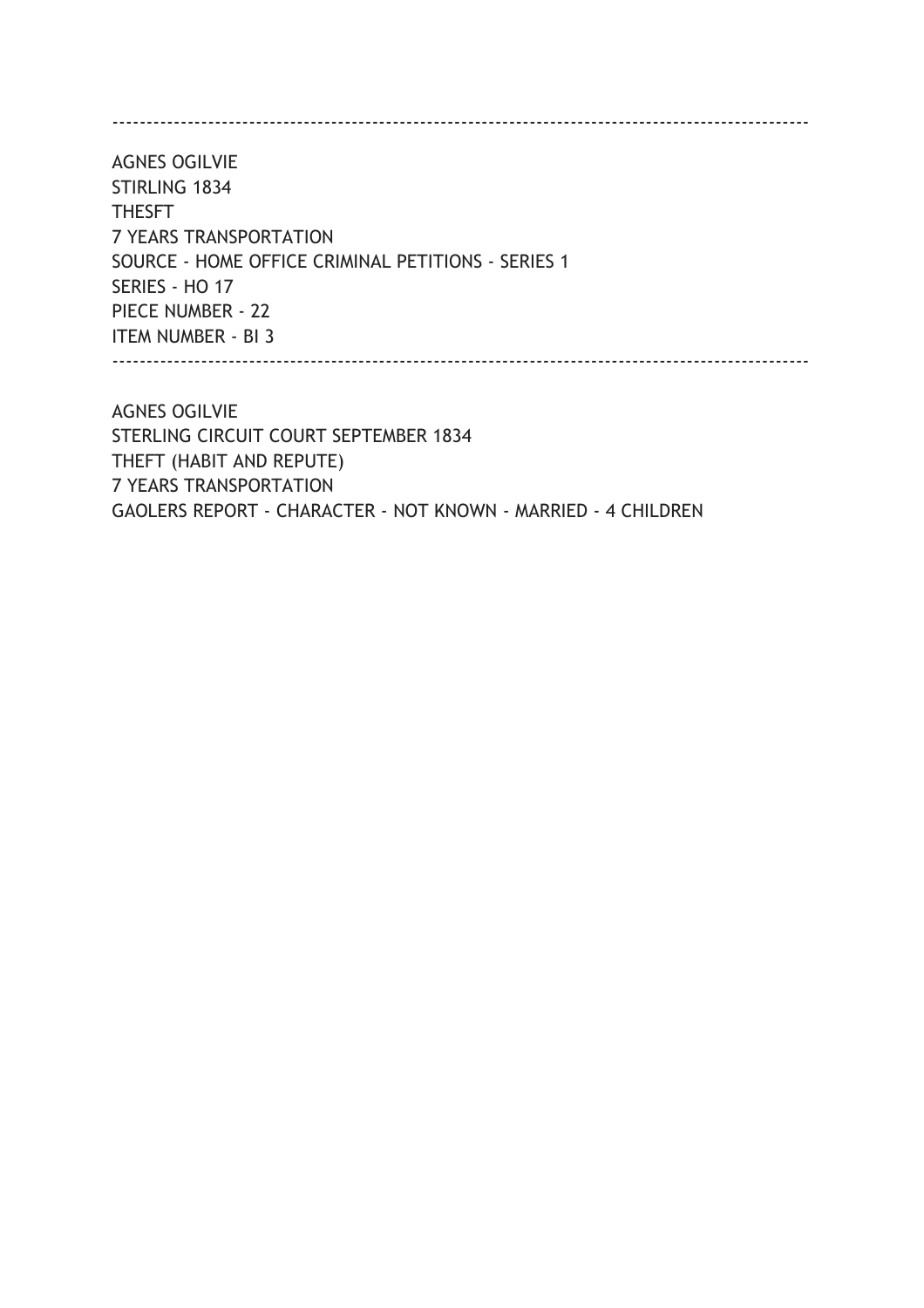---

AGNES OGILVIE
STIRLING 1834
THESFT
7 YEARS TRANSPORTATION
SOURCE - HOME OFFICE CRIMINAL PETITIONS - SERIES 1
SERIES - HO 17
PIECE NUMBER - 22
ITEM NUMBER - BI 3

---

AGNES OGILVIE
STERLING CIRCUIT COURT SEPTEMBER 1834
THEFT (HABIT AND REPUTE)
7 YEARS TRANSPORTATION
GAOLERS REPORT - CHARACTER - NOT KNOWN - MARRIED - 4 CHILDREN